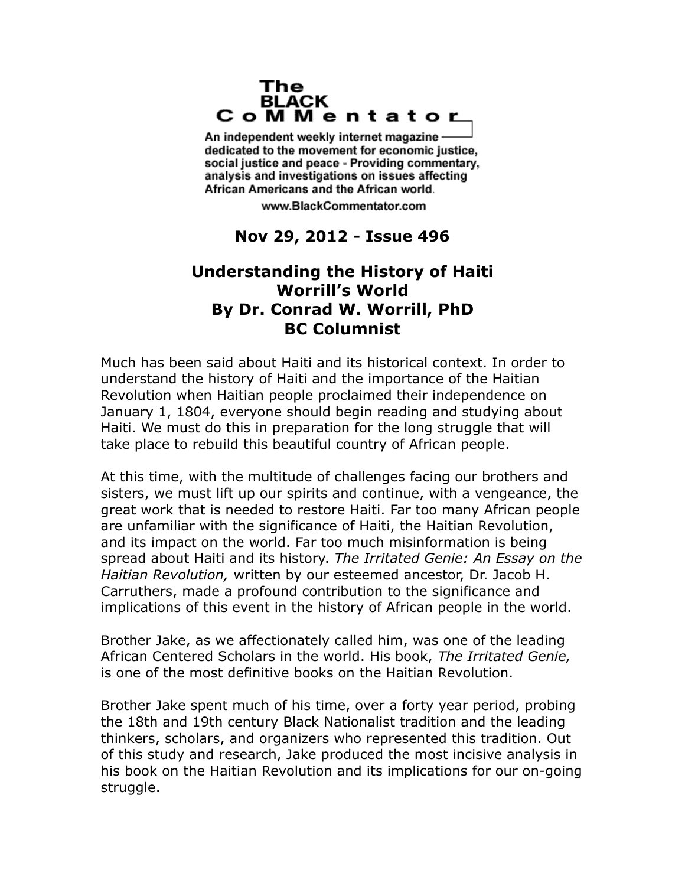# The BLACK CoMMentator

An independent weekly internet magazine dedicated to the movement for economic justice, social justice and peace - Providing commentary, analysis and investigations on issues affecting African Americans and the African world.

www.BlackCommentator.com

**Nov 29, 2012 - Issue 496**

## Understanding the History of Haiti
## Worrill's World
## By Dr. Conrad W. Worrill, PhD
## BC Columnist

Much has been said about Haiti and its historical context. In order to understand the history of Haiti and the importance of the Haitian Revolution when Haitian people proclaimed their independence on January 1, 1804, everyone should begin reading and studying about Haiti. We must do this in preparation for the long struggle that will take place to rebuild this beautiful country of African people.

At this time, with the multitude of challenges facing our brothers and sisters, we must lift up our spirits and continue, with a vengeance, the great work that is needed to restore Haiti. Far too many African people are unfamiliar with the significance of Haiti, the Haitian Revolution, and its impact on the world. Far too much misinformation is being spread about Haiti and its history. *The Irritated Genie: An Essay on the Haitian Revolution,* written by our esteemed ancestor, Dr. Jacob H. Carruthers, made a profound contribution to the significance and implications of this event in the history of African people in the world.

Brother Jake, as we affectionately called him, was one of the leading African Centered Scholars in the world. His book, *The Irritated Genie,* is one of the most definitive books on the Haitian Revolution.

Brother Jake spent much of his time, over a forty year period, probing the 18th and 19th century Black Nationalist tradition and the leading thinkers, scholars, and organizers who represented this tradition. Out of this study and research, Jake produced the most incisive analysis in his book on the Haitian Revolution and its implications for our on-going struggle.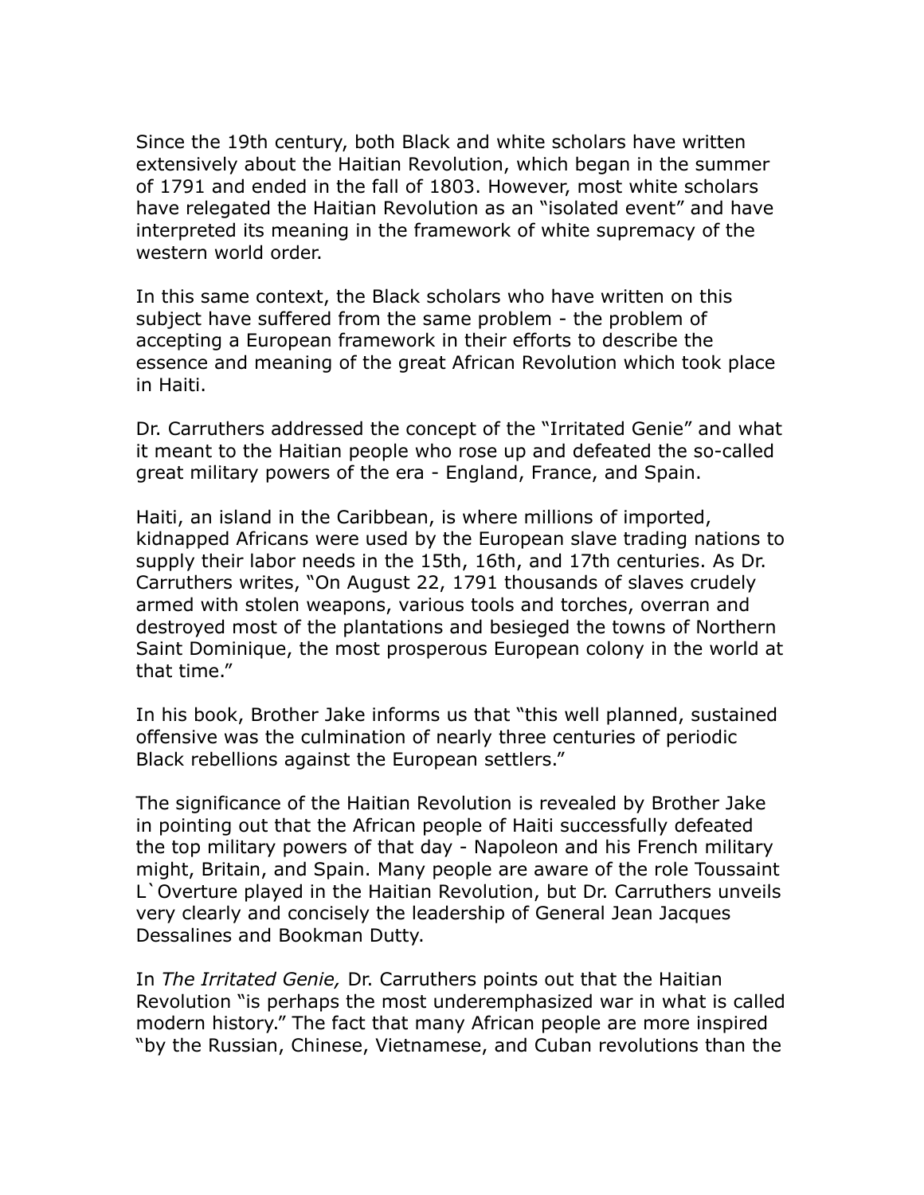Since the 19th century, both Black and white scholars have written extensively about the Haitian Revolution, which began in the summer of 1791 and ended in the fall of 1803. However, most white scholars have relegated the Haitian Revolution as an "isolated event" and have interpreted its meaning in the framework of white supremacy of the western world order.

In this same context, the Black scholars who have written on this subject have suffered from the same problem - the problem of accepting a European framework in their efforts to describe the essence and meaning of the great African Revolution which took place in Haiti.

Dr. Carruthers addressed the concept of the "Irritated Genie" and what it meant to the Haitian people who rose up and defeated the so-called great military powers of the era - England, France, and Spain.

Haiti, an island in the Caribbean, is where millions of imported, kidnapped Africans were used by the European slave trading nations to supply their labor needs in the 15th, 16th, and 17th centuries. As Dr. Carruthers writes, "On August 22, 1791 thousands of slaves crudely armed with stolen weapons, various tools and torches, overran and destroyed most of the plantations and besieged the towns of Northern Saint Dominique, the most prosperous European colony in the world at that time."

In his book, Brother Jake informs us that "this well planned, sustained offensive was the culmination of nearly three centuries of periodic Black rebellions against the European settlers."

The significance of the Haitian Revolution is revealed by Brother Jake in pointing out that the African people of Haiti successfully defeated the top military powers of that day - Napoleon and his French military might, Britain, and Spain. Many people are aware of the role Toussaint L`Overture played in the Haitian Revolution, but Dr. Carruthers unveils very clearly and concisely the leadership of General Jean Jacques Dessalines and Bookman Dutty.

In *The Irritated Genie,* Dr. Carruthers points out that the Haitian Revolution "is perhaps the most underemphasized war in what is called modern history." The fact that many African people are more inspired "by the Russian, Chinese, Vietnamese, and Cuban revolutions than the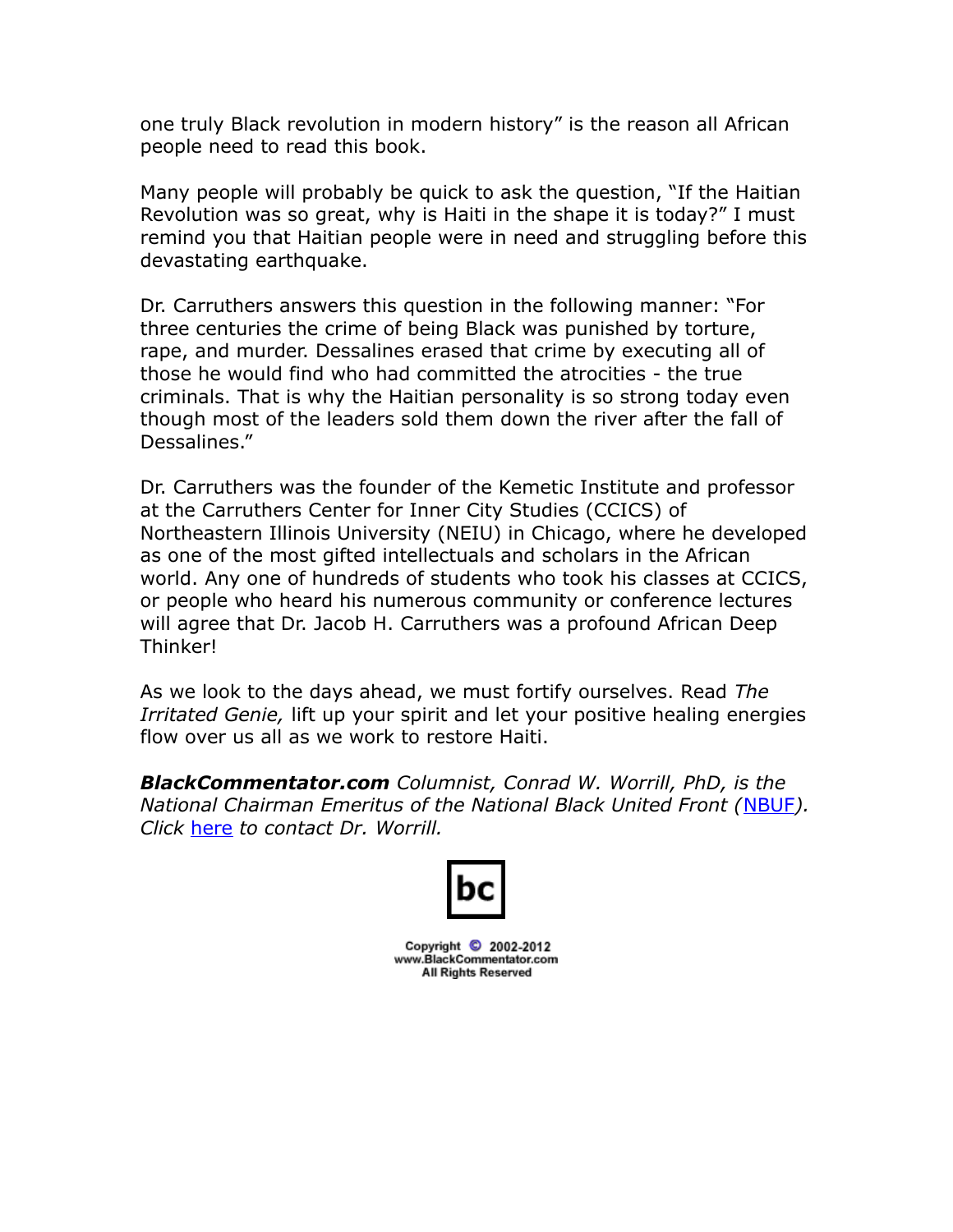one truly Black revolution in modern history" is the reason all African people need to read this book.

Many people will probably be quick to ask the question, "If the Haitian Revolution was so great, why is Haiti in the shape it is today?" I must remind you that Haitian people were in need and struggling before this devastating earthquake.

Dr. Carruthers answers this question in the following manner: "For three centuries the crime of being Black was punished by torture, rape, and murder. Dessalines erased that crime by executing all of those he would find who had committed the atrocities - the true criminals. That is why the Haitian personality is so strong today even though most of the leaders sold them down the river after the fall of Dessalines."

Dr. Carruthers was the founder of the Kemetic Institute and professor at the Carruthers Center for Inner City Studies (CCICS) of Northeastern Illinois University (NEIU) in Chicago, where he developed as one of the most gifted intellectuals and scholars in the African world. Any one of hundreds of students who took his classes at CCICS, or people who heard his numerous community or conference lectures will agree that Dr. Jacob H. Carruthers was a profound African Deep Thinker!

As we look to the days ahead, we must fortify ourselves. Read *The Irritated Genie,* lift up your spirit and let your positive healing energies flow over us all as we work to restore Haiti.

***BlackCommentator.com*** *Columnist, Conrad W. Worrill, PhD, is the National Chairman Emeritus of the National Black United Front (*NBUF*). Click* here *to contact Dr. Worrill.*

bc

Copyright © 2002-2012
www.BlackCommentator.com
All Rights Reserved